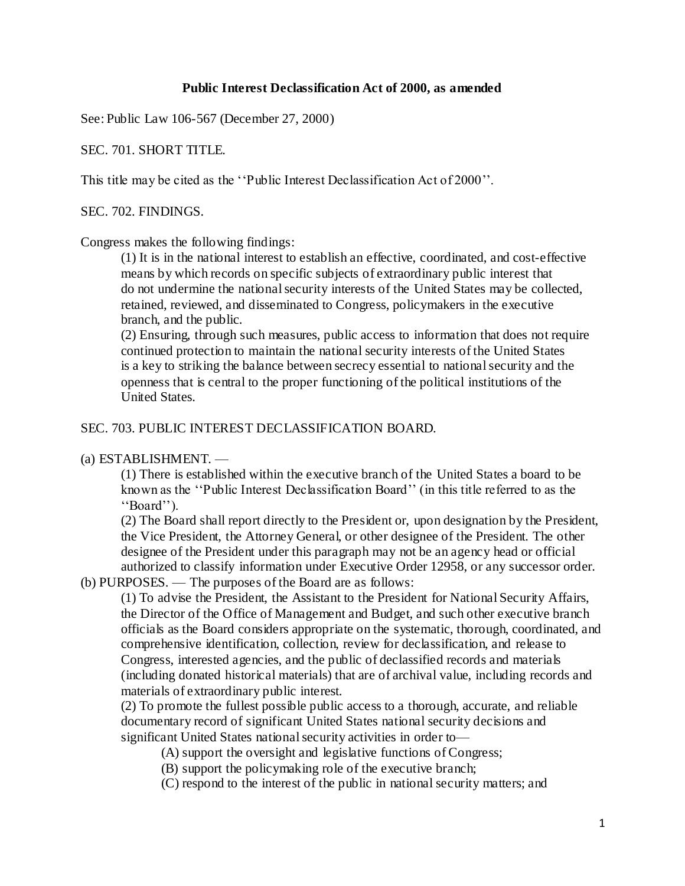**Public Interest Declassification Act of 2000, as amended**

See: Public Law 106-567 (December 27, 2000)

SEC. 701. SHORT TITLE.

This title may be cited as the ''Public Interest Declassification Act of 2000''.

SEC. 702. FINDINGS.

Congress makes the following findings:

(1) It is in the national interest to establish an effective, coordinated, and cost-effective means by which records on specific subjects of extraordinary public interest that do not undermine the national security interests of the United States may be collected, retained, reviewed, and disseminated to Congress, policymakers in the executive branch, and the public.

(2) Ensuring, through such measures, public access to information that does not require continued protection to maintain the national security interests of the United States is a key to striking the balance between secrecy essential to national security and the openness that is central to the proper functioning of the political institutions of the United States.

SEC. 703. PUBLIC INTEREST DECLASSIFICATION BOARD.

(a) ESTABLISHMENT. —

(1) There is established within the executive branch of the United States a board to be known as the ''Public Interest Declassification Board'' (in this title referred to as the ''Board'').

(2) The Board shall report directly to the President or, upon designation by the President, the Vice President, the Attorney General, or other designee of the President. The other designee of the President under this paragraph may not be an agency head or official authorized to classify information under Executive Order 12958, or any successor order.

(b) PURPOSES. — The purposes of the Board are as follows:

(1) To advise the President, the Assistant to the President for National Security Affairs, the Director of the Office of Management and Budget, and such other executive branch officials as the Board considers appropriate on the systematic, thorough, coordinated, and comprehensive identification, collection, review for declassification, and release to Congress, interested agencies, and the public of declassified records and materials (including donated historical materials) that are of archival value, including records and materials of extraordinary public interest.

(2) To promote the fullest possible public access to a thorough, accurate, and reliable documentary record of significant United States national security decisions and significant United States national security activities in order to—

(A) support the oversight and legislative functions of Congress;

(B) support the policymaking role of the executive branch;

(C) respond to the interest of the public in national security matters; and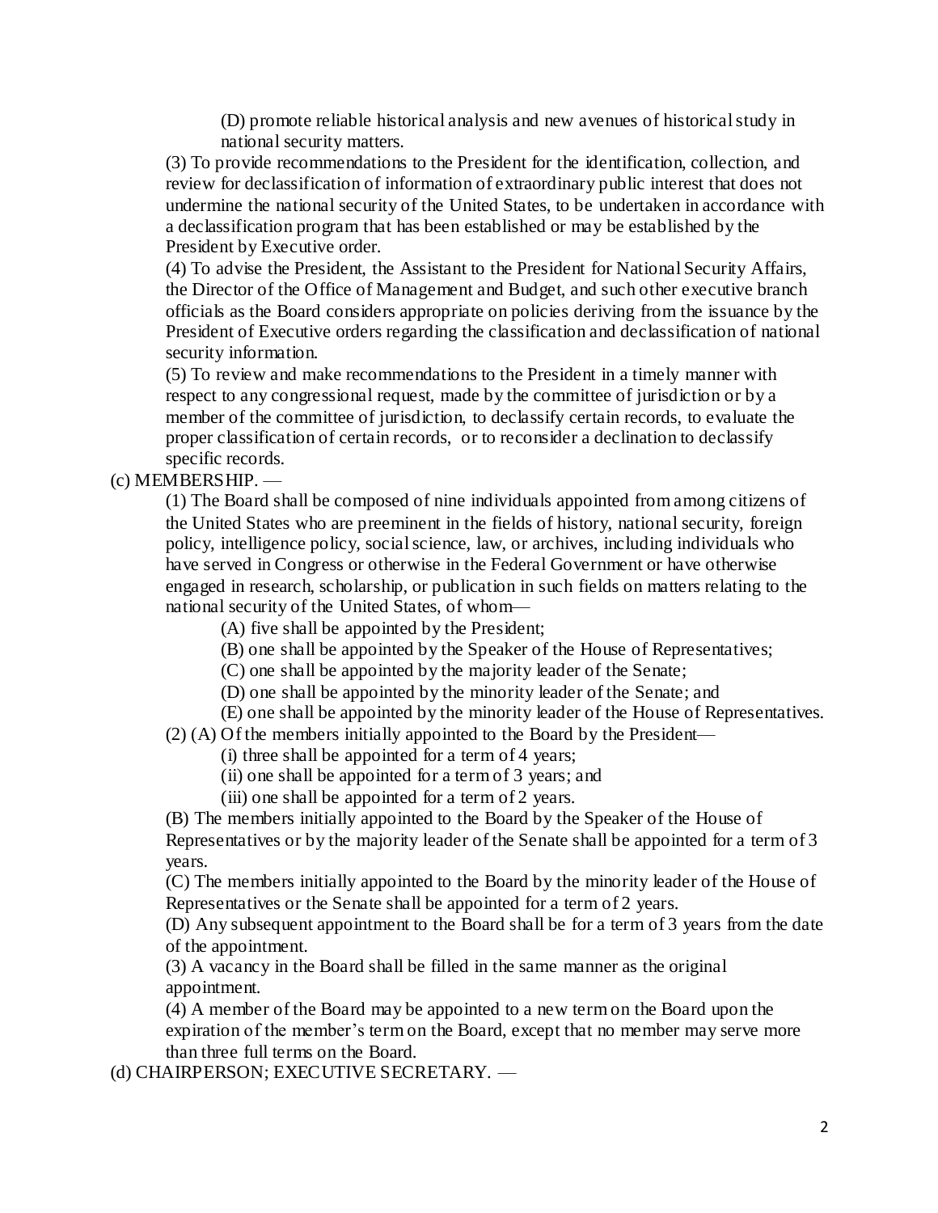(D) promote reliable historical analysis and new avenues of historical study in national security matters.

(3) To provide recommendations to the President for the identification, collection, and review for declassification of information of extraordinary public interest that does not undermine the national security of the United States, to be undertaken in accordance with a declassification program that has been established or may be established by the President by Executive order.

(4) To advise the President, the Assistant to the President for National Security Affairs, the Director of the Office of Management and Budget, and such other executive branch officials as the Board considers appropriate on policies deriving from the issuance by the President of Executive orders regarding the classification and declassification of national security information.

(5) To review and make recommendations to the President in a timely manner with respect to any congressional request, made by the committee of jurisdiction or by a member of the committee of jurisdiction, to declassify certain records, to evaluate the proper classification of certain records, or to reconsider a declination to declassify specific records.

(c) MEMBERSHIP. —

(1) The Board shall be composed of nine individuals appointed from among citizens of the United States who are preeminent in the fields of history, national security, foreign policy, intelligence policy, social science, law, or archives, including individuals who have served in Congress or otherwise in the Federal Government or have otherwise engaged in research, scholarship, or publication in such fields on matters relating to the national security of the United States, of whom—

(A) five shall be appointed by the President;

(B) one shall be appointed by the Speaker of the House of Representatives;

(C) one shall be appointed by the majority leader of the Senate;

(D) one shall be appointed by the minority leader of the Senate; and

(E) one shall be appointed by the minority leader of the House of Representatives.

(2) (A) Of the members initially appointed to the Board by the President—

(i) three shall be appointed for a term of 4 years;

(ii) one shall be appointed for a term of 3 years; and

(iii) one shall be appointed for a term of 2 years.

(B) The members initially appointed to the Board by the Speaker of the House of Representatives or by the majority leader of the Senate shall be appointed for a term of 3 years.

(C) The members initially appointed to the Board by the minority leader of the House of Representatives or the Senate shall be appointed for a term of 2 years.

(D) Any subsequent appointment to the Board shall be for a term of 3 years from the date of the appointment.

(3) A vacancy in the Board shall be filled in the same manner as the original appointment.

(4) A member of the Board may be appointed to a new term on the Board upon the expiration of the member's term on the Board, except that no member may serve more than three full terms on the Board.

(d) CHAIRPERSON; EXECUTIVE SECRETARY. —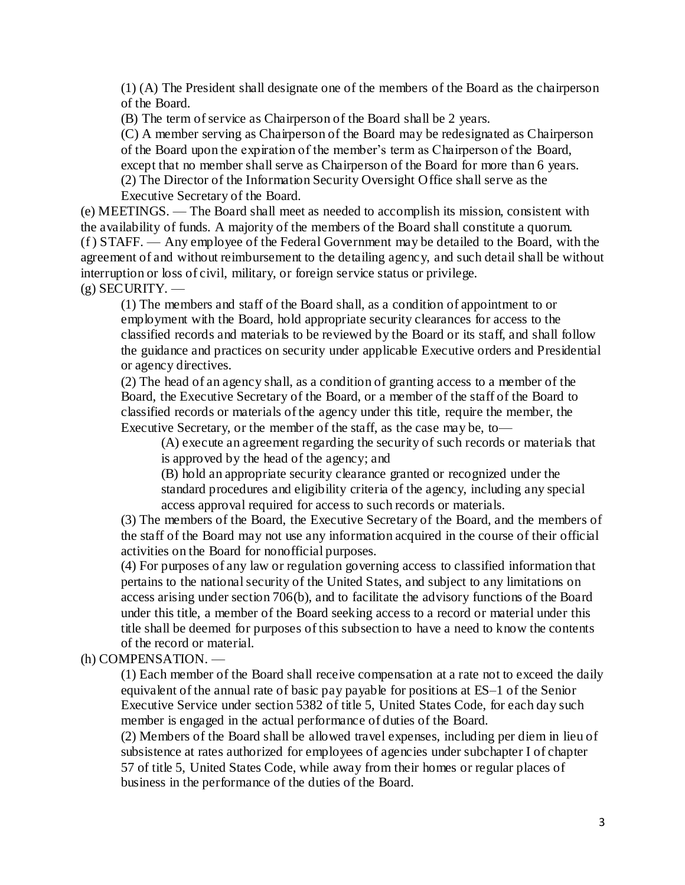(1) (A) The President shall designate one of the members of the Board as the chairperson of the Board.

(B) The term of service as Chairperson of the Board shall be 2 years.

(C) A member serving as Chairperson of the Board may be redesignated as Chairperson of the Board upon the expiration of the member's term as Chairperson of the Board, except that no member shall serve as Chairperson of the Board for more than 6 years.

(2) The Director of the Information Security Oversight Office shall serve as the Executive Secretary of the Board.

(e) MEETINGS. — The Board shall meet as needed to accomplish its mission, consistent with the availability of funds. A majority of the members of the Board shall constitute a quorum.

(f ) STAFF. — Any employee of the Federal Government may be detailed to the Board, with the agreement of and without reimbursement to the detailing agency, and such detail shall be without interruption or loss of civil, military, or foreign service status or privilege.

(g) SECURITY. —

(1) The members and staff of the Board shall, as a condition of appointment to or employment with the Board, hold appropriate security clearances for access to the classified records and materials to be reviewed by the Board or its staff, and shall follow the guidance and practices on security under applicable Executive orders and Presidential or agency directives.

(2) The head of an agency shall, as a condition of granting access to a member of the Board, the Executive Secretary of the Board, or a member of the staff of the Board to classified records or materials of the agency under this title, require the member, the Executive Secretary, or the member of the staff, as the case may be, to—

(A) execute an agreement regarding the security of such records or materials that is approved by the head of the agency; and

(B) hold an appropriate security clearance granted or recognized under the standard procedures and eligibility criteria of the agency, including any special access approval required for access to such records or materials.

(3) The members of the Board, the Executive Secretary of the Board, and the members of the staff of the Board may not use any information acquired in the course of their official activities on the Board for nonofficial purposes.

(4) For purposes of any law or regulation governing access to classified information that pertains to the national security of the United States, and subject to any limitations on access arising under section 706(b), and to facilitate the advisory functions of the Board under this title, a member of the Board seeking access to a record or material under this title shall be deemed for purposes of this subsection to have a need to know the contents of the record or material.

(h) COMPENSATION. —

(1) Each member of the Board shall receive compensation at a rate not to exceed the daily equivalent of the annual rate of basic pay payable for positions at ES–1 of the Senior Executive Service under section 5382 of title 5, United States Code, for each day such member is engaged in the actual performance of duties of the Board.

(2) Members of the Board shall be allowed travel expenses, including per diem in lieu of subsistence at rates authorized for employees of agencies under subchapter I of chapter 57 of title 5, United States Code, while away from their homes or regular places of business in the performance of the duties of the Board.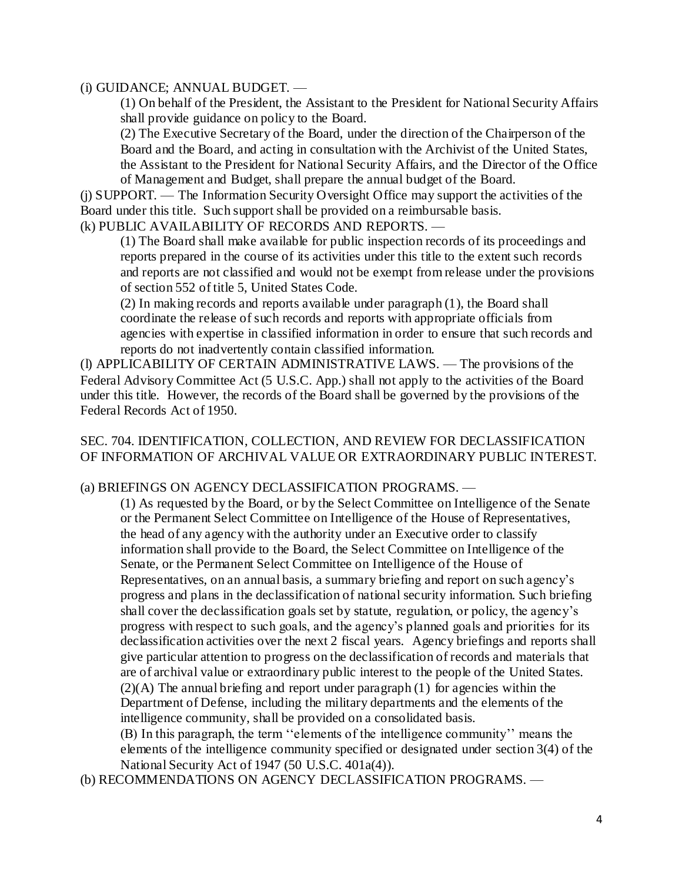(i) GUIDANCE; ANNUAL BUDGET. —

(1) On behalf of the President, the Assistant to the President for National Security Affairs shall provide guidance on policy to the Board.

(2) The Executive Secretary of the Board, under the direction of the Chairperson of the Board and the Board, and acting in consultation with the Archivist of the United States, the Assistant to the President for National Security Affairs, and the Director of the Office of Management and Budget, shall prepare the annual budget of the Board.

(j) SUPPORT. — The Information Security Oversight Office may support the activities of the Board under this title. Such support shall be provided on a reimbursable basis.

(k) PUBLIC AVAILABILITY OF RECORDS AND REPORTS. —

(1) The Board shall make available for public inspection records of its proceedings and reports prepared in the course of its activities under this title to the extent such records and reports are not classified and would not be exempt from release under the provisions of section 552 of title 5, United States Code.

(2) In making records and reports available under paragraph (1), the Board shall coordinate the release of such records and reports with appropriate officials from agencies with expertise in classified information in order to ensure that such records and reports do not inadvertently contain classified information.

(l) APPLICABILITY OF CERTAIN ADMINISTRATIVE LAWS. — The provisions of the Federal Advisory Committee Act (5 U.S.C. App.) shall not apply to the activities of the Board under this title. However, the records of the Board shall be governed by the provisions of the Federal Records Act of 1950.

## SEC. 704. IDENTIFICATION, COLLECTION, AND REVIEW FOR DECLASSIFICATION OF INFORMATION OF ARCHIVAL VALUE OR EXTRAORDINARY PUBLIC INTEREST.

(a) BRIEFINGS ON AGENCY DECLASSIFICATION PROGRAMS. —

(1) As requested by the Board, or by the Select Committee on Intelligence of the Senate or the Permanent Select Committee on Intelligence of the House of Representatives, the head of any agency with the authority under an Executive order to classify information shall provide to the Board, the Select Committee on Intelligence of the Senate, or the Permanent Select Committee on Intelligence of the House of Representatives, on an annual basis, a summary briefing and report on such agency's progress and plans in the declassification of national security information. Such briefing shall cover the declassification goals set by statute, regulation, or policy, the agency's progress with respect to such goals, and the agency's planned goals and priorities for its declassification activities over the next 2 fiscal years. Agency briefings and reports shall give particular attention to progress on the declassification of records and materials that are of archival value or extraordinary public interest to the people of the United States.

(2)(A) The annual briefing and report under paragraph (1) for agencies within the Department of Defense, including the military departments and the elements of the intelligence community, shall be provided on a consolidated basis.

(B) In this paragraph, the term ''elements of the intelligence community'' means the elements of the intelligence community specified or designated under section 3(4) of the National Security Act of 1947 (50 U.S.C. 401a(4)).

(b) RECOMMENDATIONS ON AGENCY DECLASSIFICATION PROGRAMS. —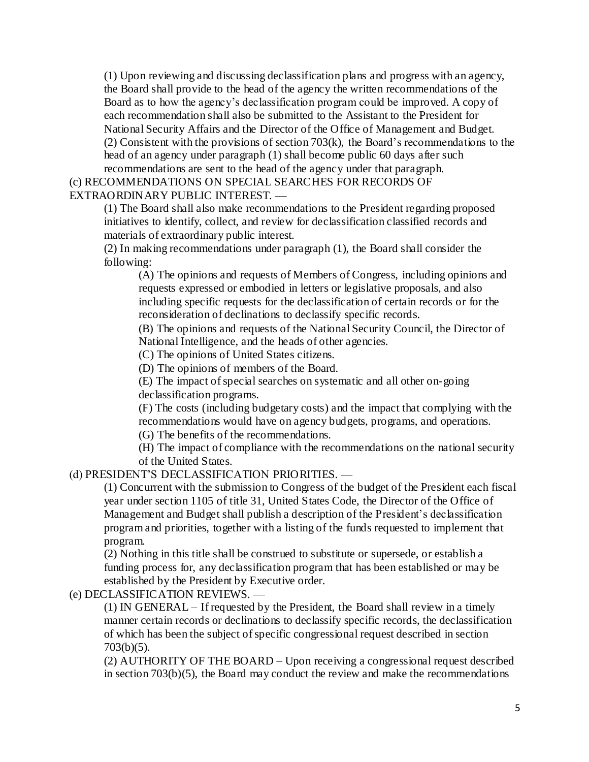(1) Upon reviewing and discussing declassification plans and progress with an agency, the Board shall provide to the head of the agency the written recommendations of the Board as to how the agency's declassification program could be improved. A copy of each recommendation shall also be submitted to the Assistant to the President for National Security Affairs and the Director of the Office of Management and Budget.

(2) Consistent with the provisions of section 703(k), the Board's recommendations to the head of an agency under paragraph (1) shall become public 60 days after such recommendations are sent to the head of the agency under that paragraph.

(c) RECOMMENDATIONS ON SPECIAL SEARCHES FOR RECORDS OF EXTRAORDINARY PUBLIC INTEREST. —

(1) The Board shall also make recommendations to the President regarding proposed initiatives to identify, collect, and review for declassification classified records and materials of extraordinary public interest.

(2) In making recommendations under paragraph (1), the Board shall consider the following:

(A) The opinions and requests of Members of Congress, including opinions and requests expressed or embodied in letters or legislative proposals, and also including specific requests for the declassification of certain records or for the reconsideration of declinations to declassify specific records.

(B) The opinions and requests of the National Security Council, the Director of National Intelligence, and the heads of other agencies.

(C) The opinions of United States citizens.

(D) The opinions of members of the Board.

(E) The impact of special searches on systematic and all other on-going declassification programs.

(F) The costs (including budgetary costs) and the impact that complying with the recommendations would have on agency budgets, programs, and operations.

(G) The benefits of the recommendations.

(H) The impact of compliance with the recommendations on the national security of the United States.

(d) PRESIDENT'S DECLASSIFICATION PRIORITIES. —

(1) Concurrent with the submission to Congress of the budget of the President each fiscal year under section 1105 of title 31, United States Code, the Director of the Office of Management and Budget shall publish a description of the President's declassification program and priorities, together with a listing of the funds requested to implement that program.

(2) Nothing in this title shall be construed to substitute or supersede, or establish a funding process for, any declassification program that has been established or may be established by the President by Executive order.

(e) DECLASSIFICATION REVIEWS. —

(1) IN GENERAL – If requested by the President, the Board shall review in a timely manner certain records or declinations to declassify specific records, the declassification of which has been the subject of specific congressional request described in section 703(b)(5).

(2) AUTHORITY OF THE BOARD – Upon receiving a congressional request described in section 703(b)(5), the Board may conduct the review and make the recommendations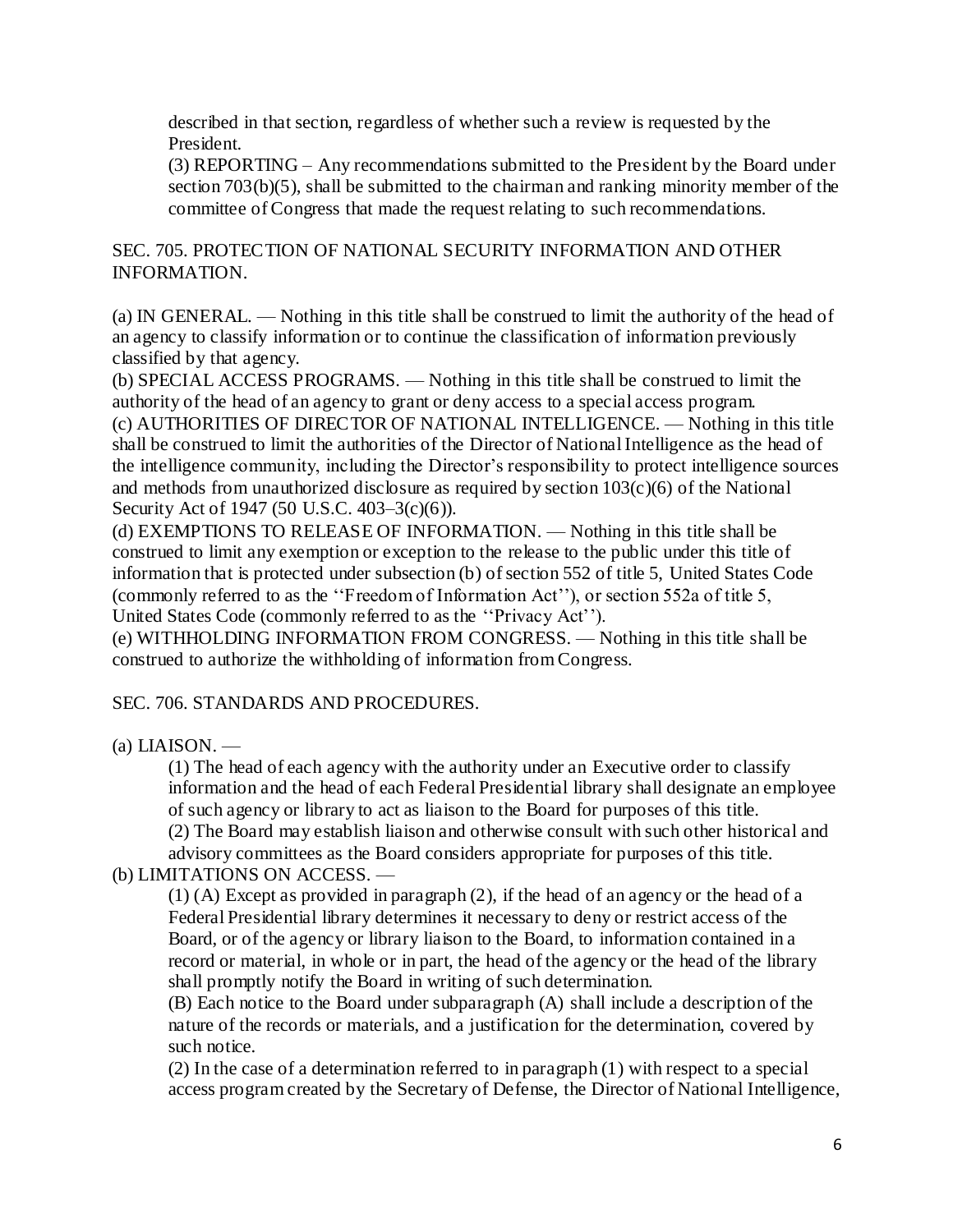described in that section, regardless of whether such a review is requested by the President.

(3) REPORTING – Any recommendations submitted to the President by the Board under section 703(b)(5), shall be submitted to the chairman and ranking minority member of the committee of Congress that made the request relating to such recommendations.

SEC. 705. PROTECTION OF NATIONAL SECURITY INFORMATION AND OTHER INFORMATION.

(a) IN GENERAL. — Nothing in this title shall be construed to limit the authority of the head of an agency to classify information or to continue the classification of information previously classified by that agency.

(b) SPECIAL ACCESS PROGRAMS. — Nothing in this title shall be construed to limit the authority of the head of an agency to grant or deny access to a special access program.

(c) AUTHORITIES OF DIRECTOR OF NATIONAL INTELLIGENCE. — Nothing in this title shall be construed to limit the authorities of the Director of National Intelligence as the head of the intelligence community, including the Director's responsibility to protect intelligence sources and methods from unauthorized disclosure as required by section 103(c)(6) of the National Security Act of 1947 (50 U.S.C. 403–3(c)(6)).

(d) EXEMPTIONS TO RELEASE OF INFORMATION. — Nothing in this title shall be construed to limit any exemption or exception to the release to the public under this title of information that is protected under subsection (b) of section 552 of title 5, United States Code (commonly referred to as the ''Freedom of Information Act''), or section 552a of title 5, United States Code (commonly referred to as the ''Privacy Act'').

(e) WITHHOLDING INFORMATION FROM CONGRESS. — Nothing in this title shall be construed to authorize the withholding of information from Congress.

SEC. 706. STANDARDS AND PROCEDURES.

(a) LIAISON. —

(1) The head of each agency with the authority under an Executive order to classify information and the head of each Federal Presidential library shall designate an employee of such agency or library to act as liaison to the Board for purposes of this title.

(2) The Board may establish liaison and otherwise consult with such other historical and advisory committees as the Board considers appropriate for purposes of this title.

(b) LIMITATIONS ON ACCESS. —

(1) (A) Except as provided in paragraph (2), if the head of an agency or the head of a Federal Presidential library determines it necessary to deny or restrict access of the Board, or of the agency or library liaison to the Board, to information contained in a record or material, in whole or in part, the head of the agency or the head of the library shall promptly notify the Board in writing of such determination.

(B) Each notice to the Board under subparagraph (A) shall include a description of the nature of the records or materials, and a justification for the determination, covered by such notice.

(2) In the case of a determination referred to in paragraph (1) with respect to a special access program created by the Secretary of Defense, the Director of National Intelligence,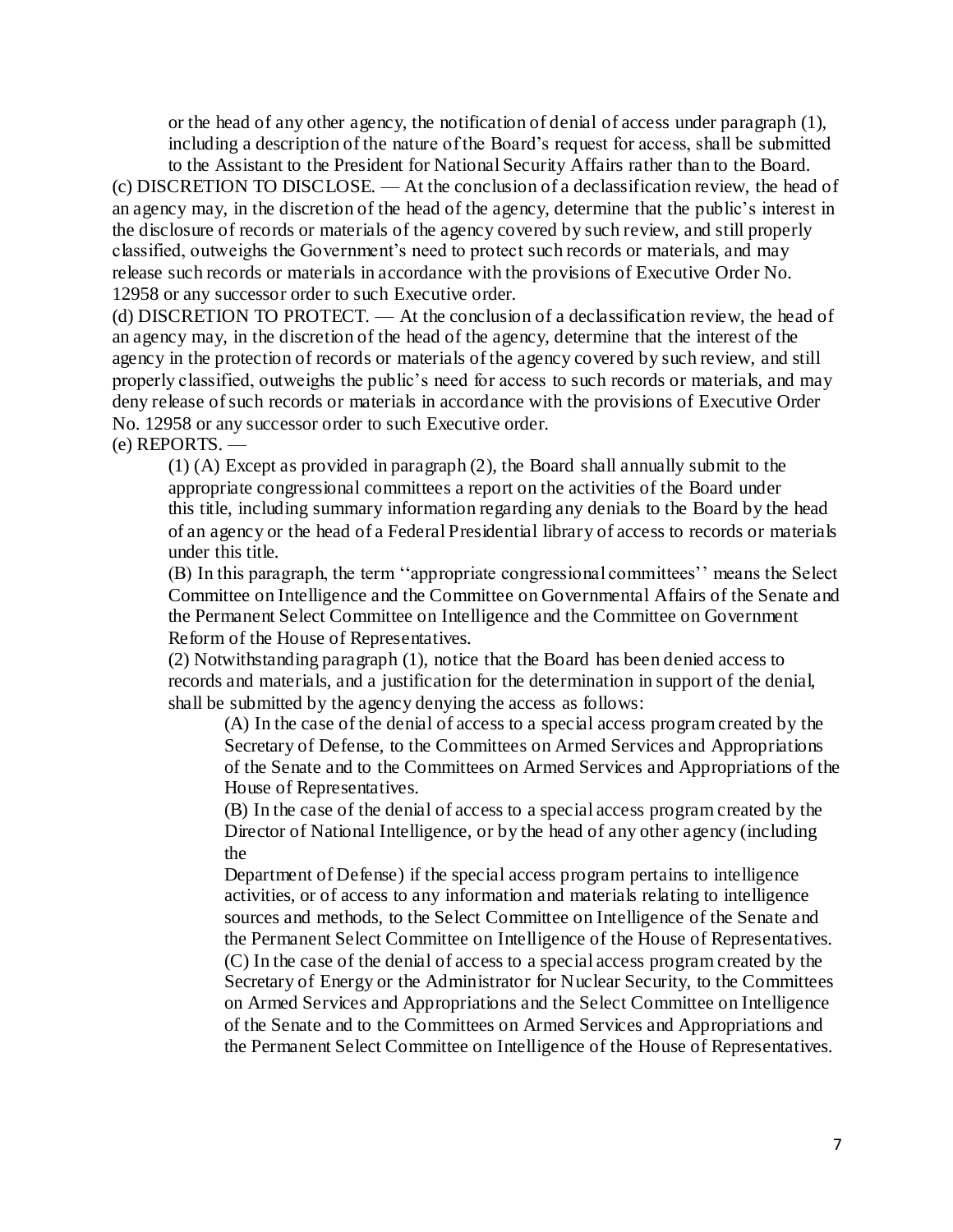or the head of any other agency, the notification of denial of access under paragraph (1), including a description of the nature of the Board's request for access, shall be submitted to the Assistant to the President for National Security Affairs rather than to the Board.

(c) DISCRETION TO DISCLOSE. — At the conclusion of a declassification review, the head of an agency may, in the discretion of the head of the agency, determine that the public's interest in the disclosure of records or materials of the agency covered by such review, and still properly classified, outweighs the Government's need to protect such records or materials, and may release such records or materials in accordance with the provisions of Executive Order No. 12958 or any successor order to such Executive order.

(d) DISCRETION TO PROTECT. — At the conclusion of a declassification review, the head of an agency may, in the discretion of the head of the agency, determine that the interest of the agency in the protection of records or materials of the agency covered by such review, and still properly classified, outweighs the public's need for access to such records or materials, and may deny release of such records or materials in accordance with the provisions of Executive Order No. 12958 or any successor order to such Executive order.

(e) REPORTS. —

(1) (A) Except as provided in paragraph (2), the Board shall annually submit to the appropriate congressional committees a report on the activities of the Board under this title, including summary information regarding any denials to the Board by the head of an agency or the head of a Federal Presidential library of access to records or materials under this title.

(B) In this paragraph, the term ''appropriate congressional committees'' means the Select Committee on Intelligence and the Committee on Governmental Affairs of the Senate and the Permanent Select Committee on Intelligence and the Committee on Government Reform of the House of Representatives.

(2) Notwithstanding paragraph (1), notice that the Board has been denied access to records and materials, and a justification for the determination in support of the denial, shall be submitted by the agency denying the access as follows:

(A) In the case of the denial of access to a special access program created by the Secretary of Defense, to the Committees on Armed Services and Appropriations of the Senate and to the Committees on Armed Services and Appropriations of the House of Representatives.

(B) In the case of the denial of access to a special access program created by the Director of National Intelligence, or by the head of any other agency (including the Department of Defense) if the special access program pertains to intelligence activities, or of access to any information and materials relating to intelligence sources and methods, to the Select Committee on Intelligence of the Senate and the Permanent Select Committee on Intelligence of the House of Representatives.

(C) In the case of the denial of access to a special access program created by the Secretary of Energy or the Administrator for Nuclear Security, to the Committees on Armed Services and Appropriations and the Select Committee on Intelligence of the Senate and to the Committees on Armed Services and Appropriations and the Permanent Select Committee on Intelligence of the House of Representatives.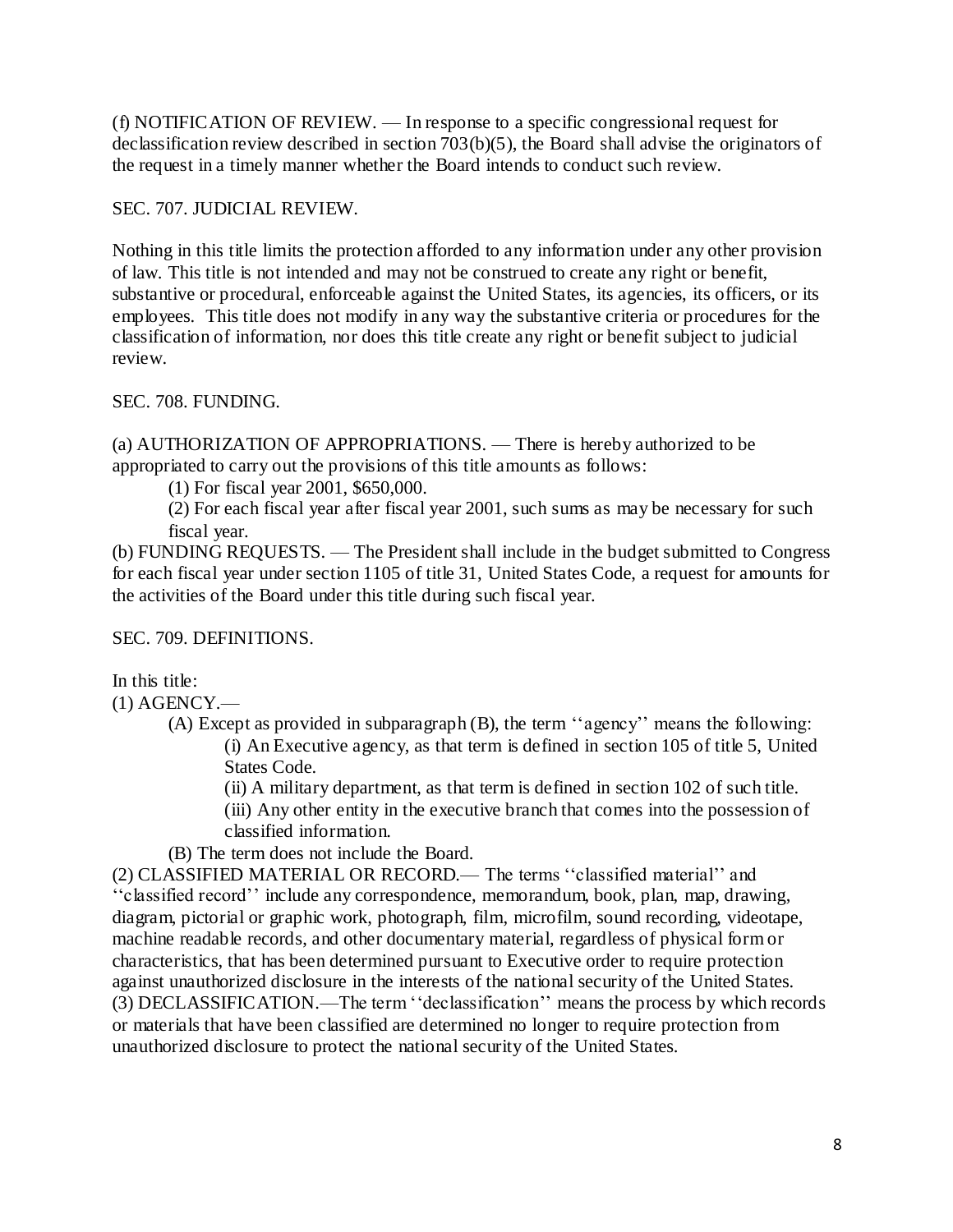(f) NOTIFICATION OF REVIEW. — In response to a specific congressional request for declassification review described in section 703(b)(5), the Board shall advise the originators of the request in a timely manner whether the Board intends to conduct such review.

SEC. 707. JUDICIAL REVIEW.

Nothing in this title limits the protection afforded to any information under any other provision of law. This title is not intended and may not be construed to create any right or benefit, substantive or procedural, enforceable against the United States, its agencies, its officers, or its employees. This title does not modify in any way the substantive criteria or procedures for the classification of information, nor does this title create any right or benefit subject to judicial review.

SEC. 708. FUNDING.

(a) AUTHORIZATION OF APPROPRIATIONS. — There is hereby authorized to be appropriated to carry out the provisions of this title amounts as follows:

(1) For fiscal year 2001, $650,000.

(2) For each fiscal year after fiscal year 2001, such sums as may be necessary for such fiscal year.

(b) FUNDING REQUESTS. — The President shall include in the budget submitted to Congress for each fiscal year under section 1105 of title 31, United States Code, a request for amounts for the activities of the Board under this title during such fiscal year.

SEC. 709. DEFINITIONS.

In this title:

(1) AGENCY.—

(A) Except as provided in subparagraph (B), the term ''agency'' means the following:

(i) An Executive agency, as that term is defined in section 105 of title 5, United States Code.

(ii) A military department, as that term is defined in section 102 of such title.

(iii) Any other entity in the executive branch that comes into the possession of classified information.

(B) The term does not include the Board.

(2) CLASSIFIED MATERIAL OR RECORD.— The terms ''classified material'' and ''classified record'' include any correspondence, memorandum, book, plan, map, drawing, diagram, pictorial or graphic work, photograph, film, microfilm, sound recording, videotape, machine readable records, and other documentary material, regardless of physical form or characteristics, that has been determined pursuant to Executive order to require protection against unauthorized disclosure in the interests of the national security of the United States.

(3) DECLASSIFICATION.—The term ''declassification'' means the process by which records or materials that have been classified are determined no longer to require protection from unauthorized disclosure to protect the national security of the United States.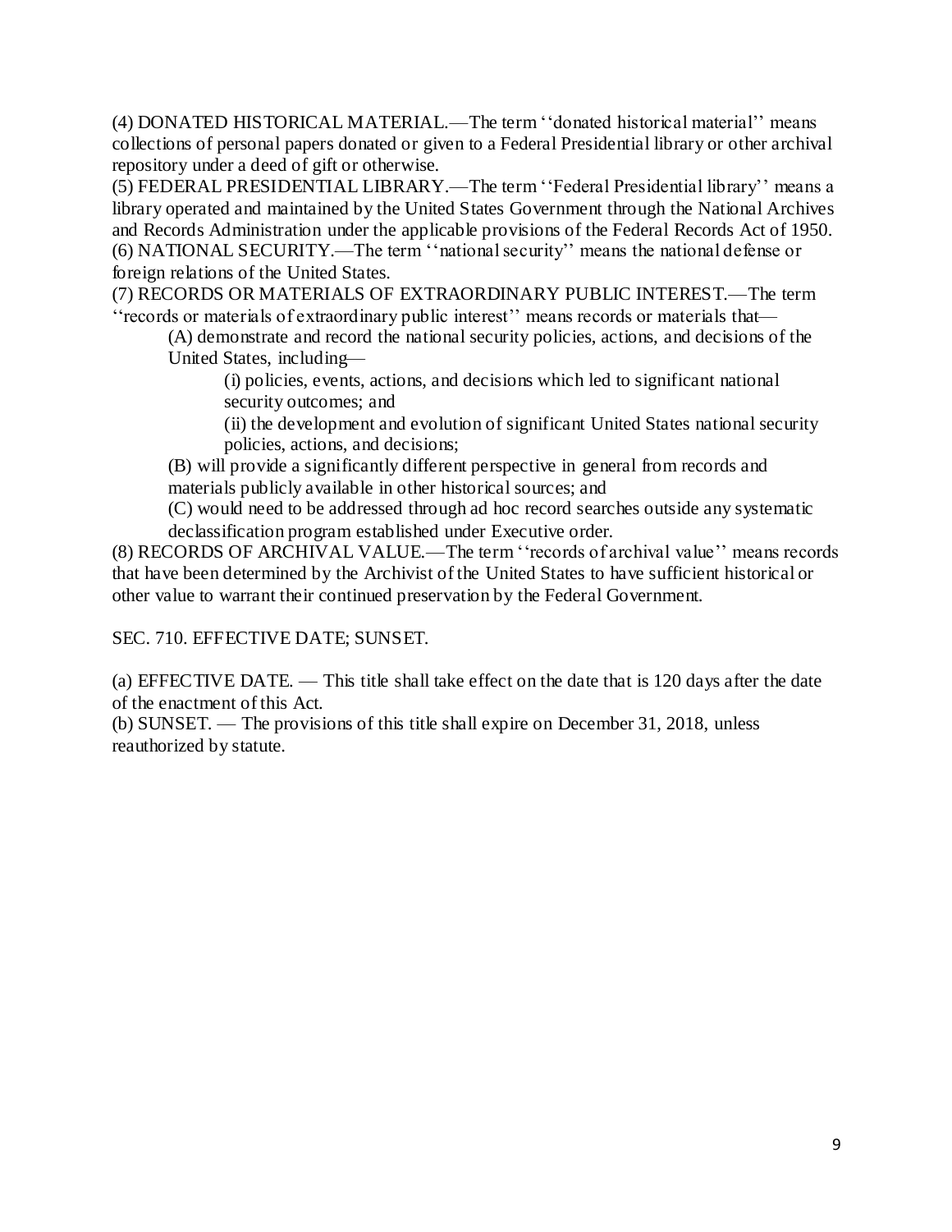(4) DONATED HISTORICAL MATERIAL.—The term ''donated historical material'' means collections of personal papers donated or given to a Federal Presidential library or other archival repository under a deed of gift or otherwise.

(5) FEDERAL PRESIDENTIAL LIBRARY.—The term ''Federal Presidential library'' means a library operated and maintained by the United States Government through the National Archives and Records Administration under the applicable provisions of the Federal Records Act of 1950.

(6) NATIONAL SECURITY.—The term ''national security'' means the national defense or foreign relations of the United States.

(7) RECORDS OR MATERIALS OF EXTRAORDINARY PUBLIC INTEREST.—The term ''records or materials of extraordinary public interest'' means records or materials that—

> (A) demonstrate and record the national security policies, actions, and decisions of the United States, including—
>
> > (i) policies, events, actions, and decisions which led to significant national security outcomes; and
> >
> > (ii) the development and evolution of significant United States national security policies, actions, and decisions;
>
> (B) will provide a significantly different perspective in general from records and materials publicly available in other historical sources; and
>
> (C) would need to be addressed through ad hoc record searches outside any systematic declassification program established under Executive order.

(8) RECORDS OF ARCHIVAL VALUE.—The term ''records of archival value'' means records that have been determined by the Archivist of the United States to have sufficient historical or other value to warrant their continued preservation by the Federal Government.

SEC. 710. EFFECTIVE DATE; SUNSET.

(a) EFFECTIVE DATE. — This title shall take effect on the date that is 120 days after the date of the enactment of this Act.

(b) SUNSET. — The provisions of this title shall expire on December 31, 2018, unless reauthorized by statute.